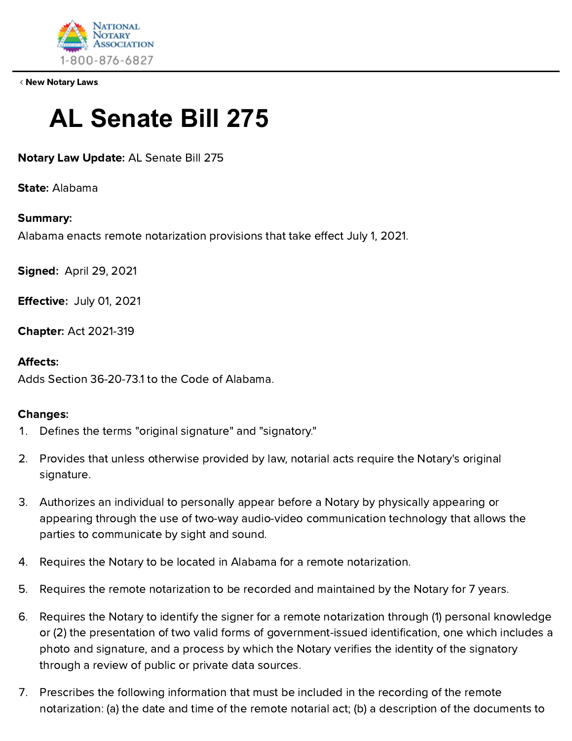NATIONAL NOTARY ASSOCIATION
1-800-876-6827

‹ New Notary Laws

# AL Senate Bill 275

**Notary Law Update:** AL Senate Bill 275

**State:** Alabama

**Summary:**
Alabama enacts remote notarization provisions that take effect July 1, 2021.

**Signed:** April 29, 2021

**Effective:** July 01, 2021

**Chapter:** Act 2021-319

**Affects:**
Adds Section 36-20-73.1 to the Code of Alabama.

**Changes:**

1. Defines the terms "original signature" and "signatory."
2. Provides that unless otherwise provided by law, notarial acts require the Notary's original signature.
3. Authorizes an individual to personally appear before a Notary by physically appearing or appearing through the use of two-way audio-video communication technology that allows the parties to communicate by sight and sound.
4. Requires the Notary to be located in Alabama for a remote notarization.
5. Requires the remote notarization to be recorded and maintained by the Notary for 7 years.
6. Requires the Notary to identify the signer for a remote notarization through (1) personal knowledge or (2) the presentation of two valid forms of government-issued identification, one which includes a photo and signature, and a process by which the Notary verifies the identity of the signatory through a review of public or private data sources.
7. Prescribes the following information that must be included in the recording of the remote notarization: (a) the date and time of the remote notarial act; (b) a description of the documents to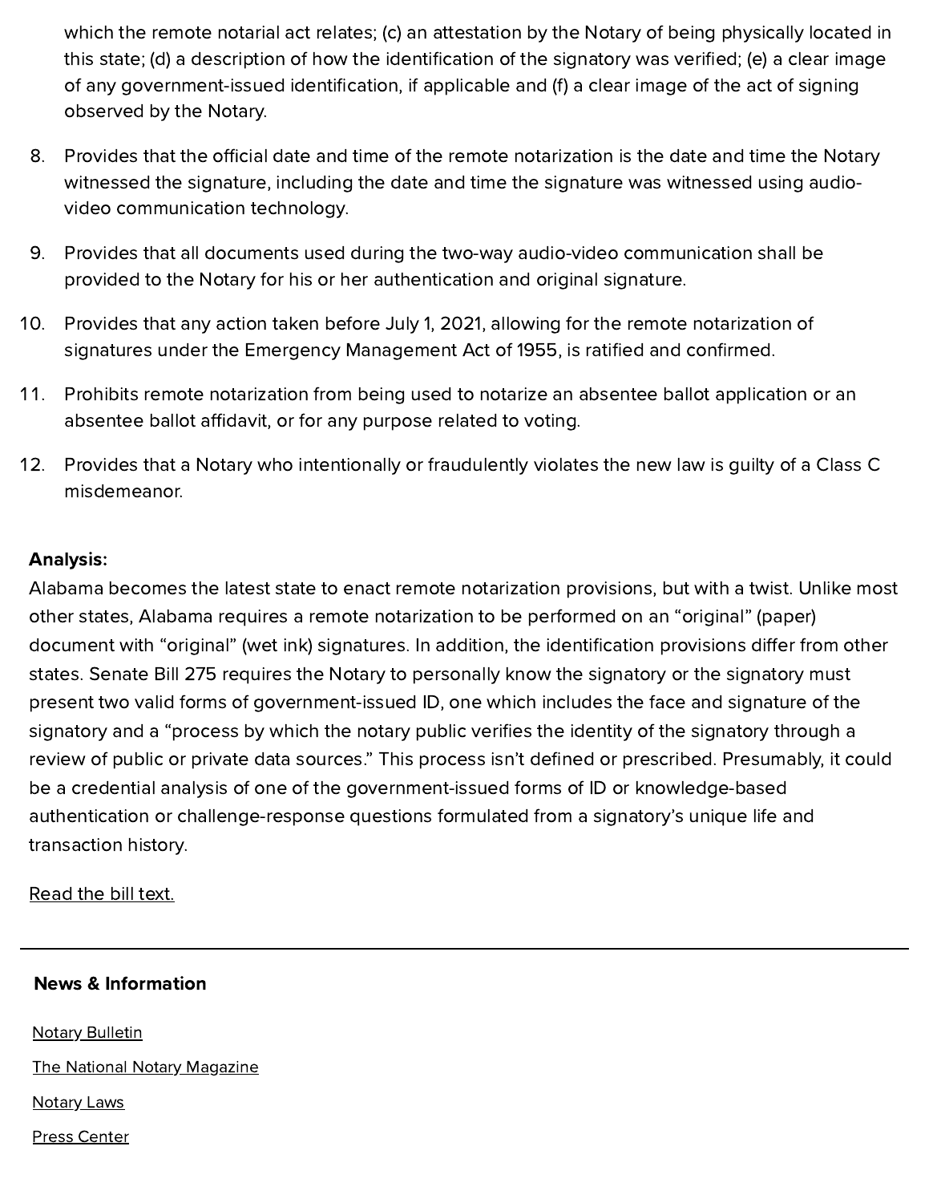which the remote notarial act relates; (c) an attestation by the Notary of being physically located in this state; (d) a description of how the identification of the signatory was verified; (e) a clear image of any government-issued identification, if applicable and (f) a clear image of the act of signing observed by the Notary.

8. Provides that the official date and time of the remote notarization is the date and time the Notary witnessed the signature, including the date and time the signature was witnessed using audio-video communication technology.
9. Provides that all documents used during the two-way audio-video communication shall be provided to the Notary for his or her authentication and original signature.
10. Provides that any action taken before July 1, 2021, allowing for the remote notarization of signatures under the Emergency Management Act of 1955, is ratified and confirmed.
11. Prohibits remote notarization from being used to notarize an absentee ballot application or an absentee ballot affidavit, or for any purpose related to voting.
12. Provides that a Notary who intentionally or fraudulently violates the new law is guilty of a Class C misdemeanor.

**Analysis:**

Alabama becomes the latest state to enact remote notarization provisions, but with a twist. Unlike most other states, Alabama requires a remote notarization to be performed on an "original" (paper) document with "original" (wet ink) signatures. In addition, the identification provisions differ from other states. Senate Bill 275 requires the Notary to personally know the signatory or the signatory must present two valid forms of government-issued ID, one which includes the face and signature of the signatory and a "process by which the notary public verifies the identity of the signatory through a review of public or private data sources." This process isn't defined or prescribed. Presumably, it could be a credential analysis of one of the government-issued forms of ID or knowledge-based authentication or challenge-response questions formulated from a signatory's unique life and transaction history.

Read the bill text.

---

**News & Information**

Notary Bulletin

The National Notary Magazine

Notary Laws

Press Center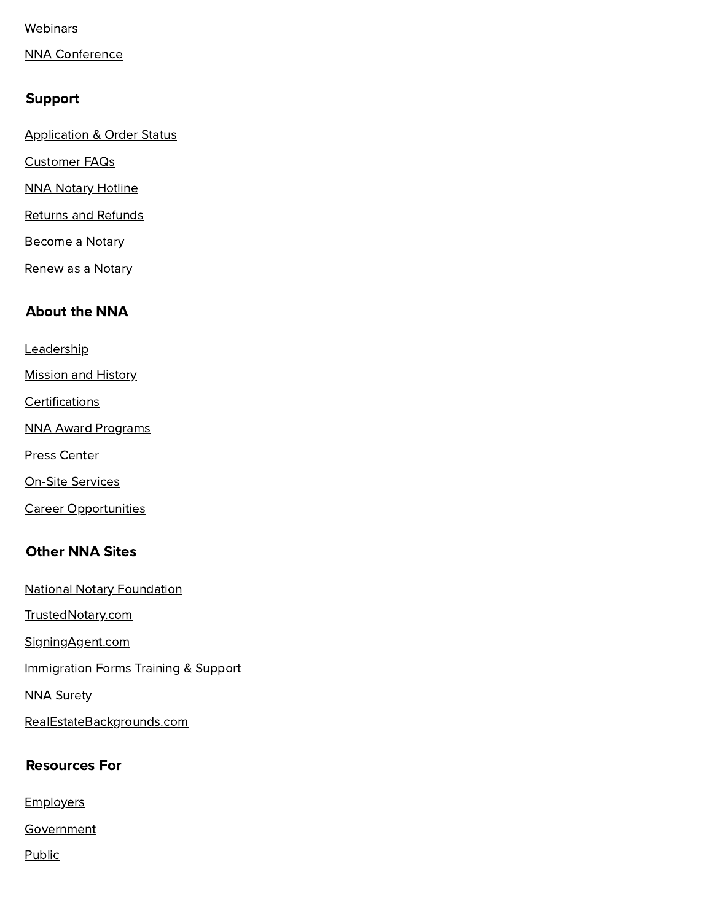Webinars

NNA Conference

### Support

Application & Order Status

Customer FAQs

NNA Notary Hotline

Returns and Refunds

Become a Notary

Renew as a Notary

### About the NNA

Leadership

Mission and History

Certifications

NNA Award Programs

Press Center

On-Site Services

Career Opportunities

### Other NNA Sites

National Notary Foundation

TrustedNotary.com

SigningAgent.com

Immigration Forms Training & Support

NNA Surety

RealEstateBackgrounds.com

### Resources For

Employers

Government

Public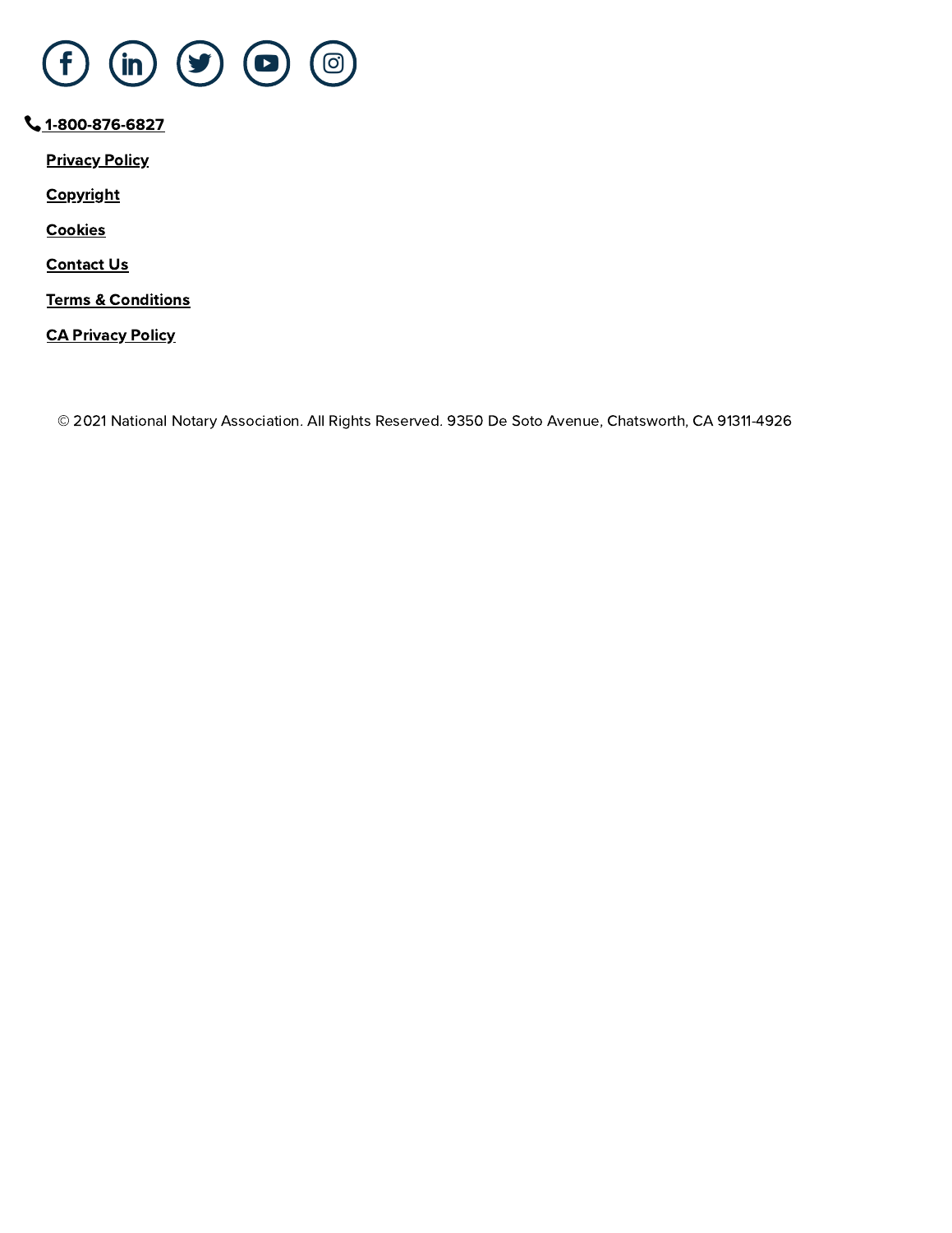**1-800-876-6827**

**Privacy Policy**

**Copyright**

**Cookies**

**Contact Us**

**Terms & Conditions**

**CA Privacy Policy**

© 2021 National Notary Association. All Rights Reserved. 9350 De Soto Avenue, Chatsworth, CA 91311-4926